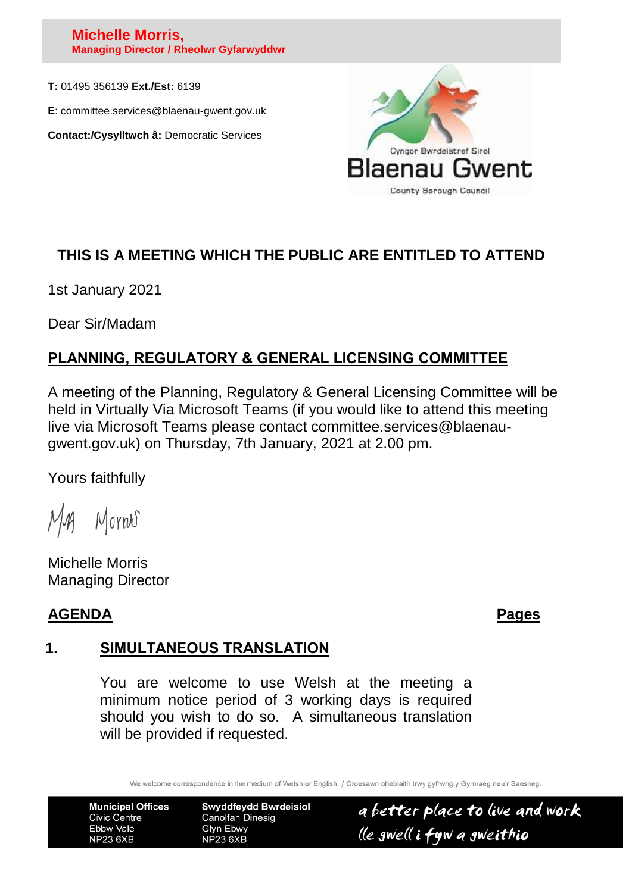**Michelle Morris,**
**Managing Director / Rheolwr Gyfarwyddwr**

**T:** 01495 356139 **Ext./Est:** 6139

**E**: committee.services@blaenau-gwent.gov.uk

**Contact:/Cysylltwch â:** Democratic Services

Cyngor Bwrdeistref Sirol
Blaenau Gwent
County Borough Council

**THIS IS A MEETING WHICH THE PUBLIC ARE ENTITLED TO ATTEND**

1st January 2021

Dear Sir/Madam

## PLANNING, REGULATORY & GENERAL LICENSING COMMITTEE

A meeting of the Planning, Regulatory & General Licensing Committee will be held in Virtually Via Microsoft Teams (if you would like to attend this meeting live via Microsoft Teams please contact committee.services@blaenau-gwent.gov.uk) on Thursday, 7th January, 2021 at 2.00 pm.

Yours faithfully

Michelle Morris
Managing Director

## AGENDA                                                                                                   Pages

### 1. SIMULTANEOUS TRANSLATION

You are welcome to use Welsh at the meeting a minimum notice period of 3 working days is required should you wish to do so. A simultaneous translation will be provided if requested.

We welcome correspondence in the medium of Welsh or English. / Croesawn ohebiaith trwy gyfrwng y Gymraeg neu'r Saesneg.

| | | |
|---|---|---|
| **Municipal Offices**<br>Civic Centre<br>Ebbw Vale<br>NP23 6XB | **Swyddfeydd Bwrdeisiol**<br>Canolfan Dinesig<br>Glyn Ebwy<br>NP23 6XB | a better place to live and work<br>lle gwell i fyw a gweithio |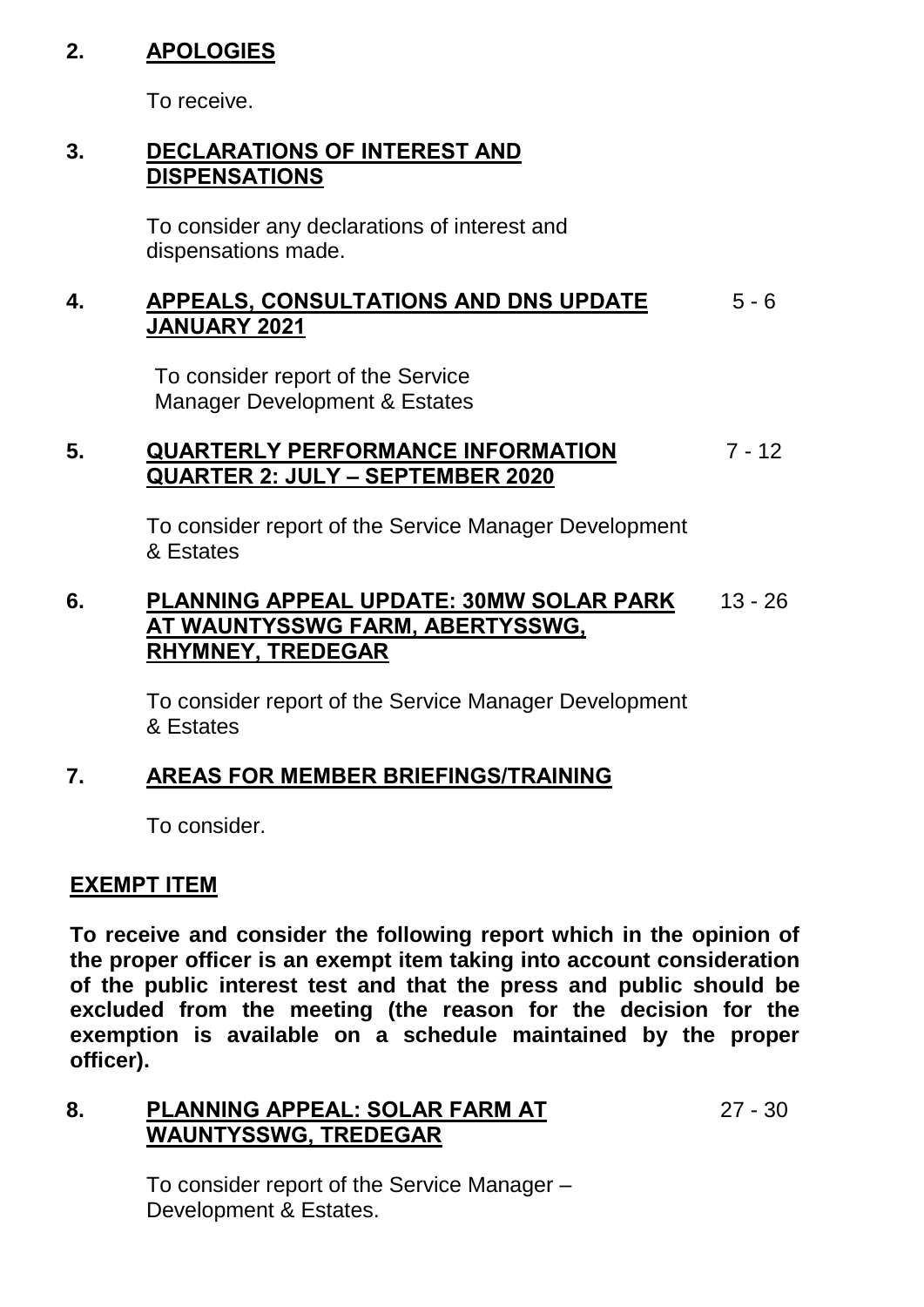**2.** **APOLOGIES**

To receive.

**3.** **DECLARATIONS OF INTEREST AND DISPENSATIONS**

To consider any declarations of interest and dispensations made.

**4.** **APPEALS, CONSULTATIONS AND DNS UPDATE JANUARY 2021** — 5 - 6

To consider report of the Service Manager Development & Estates

**5.** **QUARTERLY PERFORMANCE INFORMATION QUARTER 2: JULY – SEPTEMBER 2020** — 7 - 12

To consider report of the Service Manager Development & Estates

**6.** **PLANNING APPEAL UPDATE: 30MW SOLAR PARK AT WAUNTYSSWG FARM, ABERTYSSWG, RHYMNEY, TREDEGAR** — 13 - 26

To consider report of the Service Manager Development & Estates

**7.** **AREAS FOR MEMBER BRIEFINGS/TRAINING**

To consider.

**EXEMPT ITEM**

**To receive and consider the following report which in the opinion of the proper officer is an exempt item taking into account consideration of the public interest test and that the press and public should be excluded from the meeting (the reason for the decision for the exemption is available on a schedule maintained by the proper officer).**

**8.** **PLANNING APPEAL: SOLAR FARM AT WAUNTYSSWG, TREDEGAR** — 27 - 30

To consider report of the Service Manager – Development & Estates.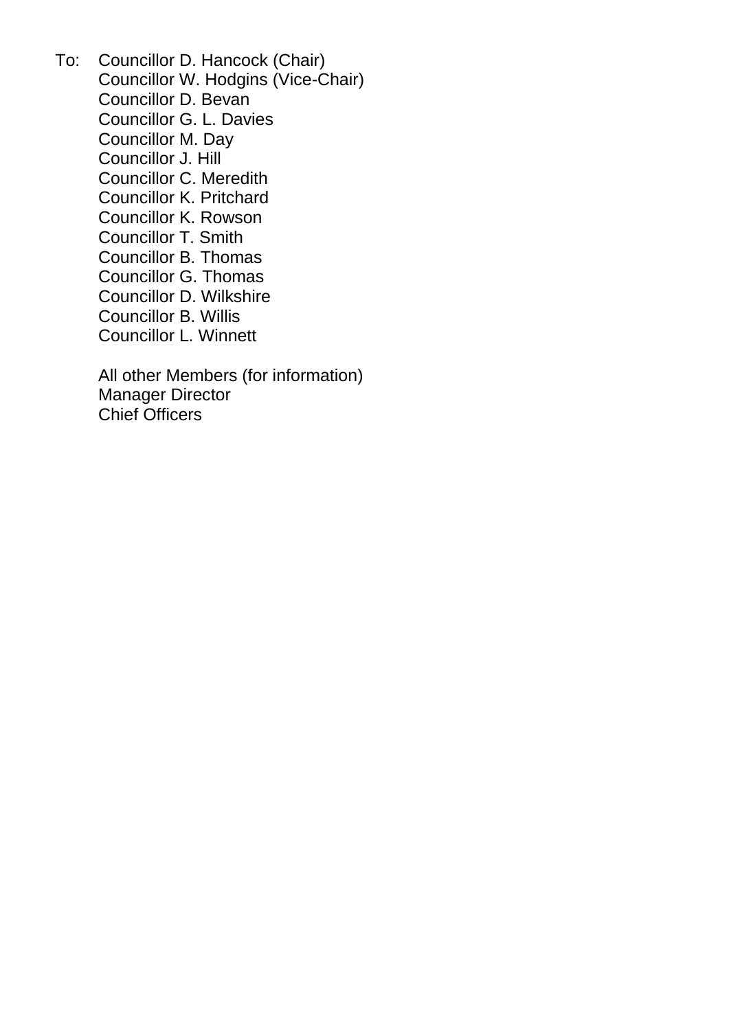To: Councillor D. Hancock (Chair)
Councillor W. Hodgins (Vice-Chair)
Councillor D. Bevan
Councillor G. L. Davies
Councillor M. Day
Councillor J. Hill
Councillor C. Meredith
Councillor K. Pritchard
Councillor K. Rowson
Councillor T. Smith
Councillor B. Thomas
Councillor G. Thomas
Councillor D. Wilkshire
Councillor B. Willis
Councillor L. Winnett

All other Members (for information)
Manager Director
Chief Officers